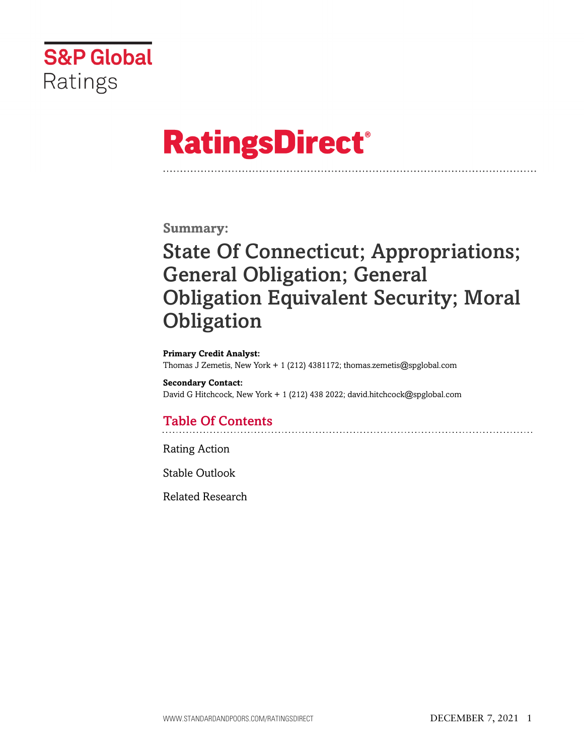S&P Global Ratings

# RatingsDirect®

**Summary:**

## State Of Connecticut; Appropriations; General Obligation; General Obligation Equivalent Security; Moral Obligation

**Primary Credit Analyst:**
Thomas J Zemetis, New York + 1 (212) 4381172; thomas.zemetis@spglobal.com

**Secondary Contact:**
David G Hitchcock, New York + 1 (212) 438 2022; david.hitchcock@spglobal.com

### Table Of Contents

Rating Action

Stable Outlook

Related Research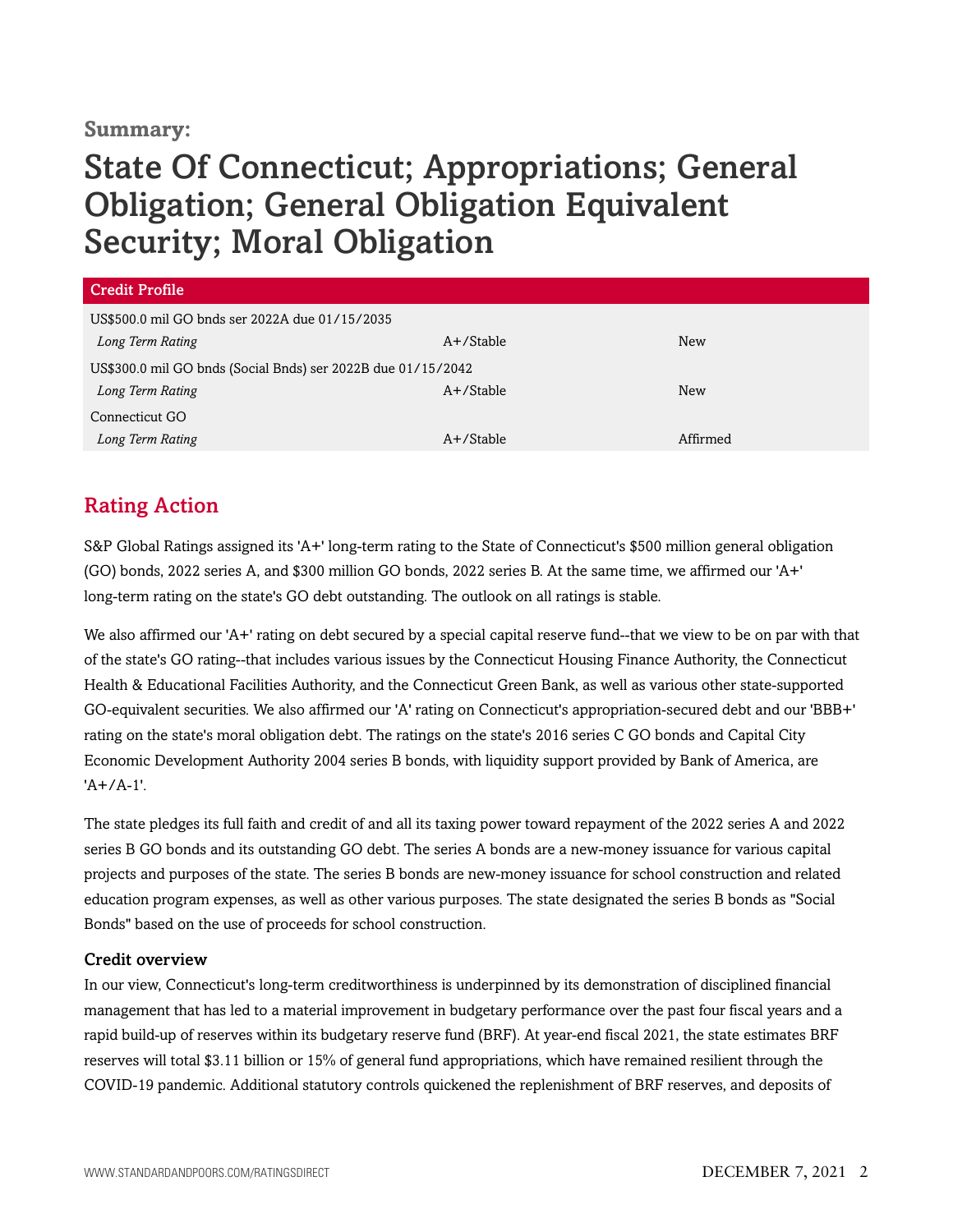**Summary:**

# State Of Connecticut; Appropriations; General Obligation; General Obligation Equivalent Security; Moral Obligation

| Credit Profile | | |
|---|---|---|
| US$500.0 mil GO bnds ser 2022A due 01/15/2035 | | |
| *Long Term Rating* | A+/Stable | New |
| US$300.0 mil GO bnds (Social Bnds) ser 2022B due 01/15/2042 | | |
| *Long Term Rating* | A+/Stable | New |
| Connecticut GO | | |
| *Long Term Rating* | A+/Stable | Affirmed |

## Rating Action

S&P Global Ratings assigned its 'A+' long-term rating to the State of Connecticut's $500 million general obligation (GO) bonds, 2022 series A, and $300 million GO bonds, 2022 series B. At the same time, we affirmed our 'A+' long-term rating on the state's GO debt outstanding. The outlook on all ratings is stable.

We also affirmed our 'A+' rating on debt secured by a special capital reserve fund--that we view to be on par with that of the state's GO rating--that includes various issues by the Connecticut Housing Finance Authority, the Connecticut Health & Educational Facilities Authority, and the Connecticut Green Bank, as well as various other state-supported GO-equivalent securities. We also affirmed our 'A' rating on Connecticut's appropriation-secured debt and our 'BBB+' rating on the state's moral obligation debt. The ratings on the state's 2016 series C GO bonds and Capital City Economic Development Authority 2004 series B bonds, with liquidity support provided by Bank of America, are 'A+/A-1'.

The state pledges its full faith and credit of and all its taxing power toward repayment of the 2022 series A and 2022 series B GO bonds and its outstanding GO debt. The series A bonds are a new-money issuance for various capital projects and purposes of the state. The series B bonds are new-money issuance for school construction and related education program expenses, as well as other various purposes. The state designated the series B bonds as "Social Bonds" based on the use of proceeds for school construction.

### Credit overview

In our view, Connecticut's long-term creditworthiness is underpinned by its demonstration of disciplined financial management that has led to a material improvement in budgetary performance over the past four fiscal years and a rapid build-up of reserves within its budgetary reserve fund (BRF). At year-end fiscal 2021, the state estimates BRF reserves will total $3.11 billion or 15% of general fund appropriations, which have remained resilient through the COVID-19 pandemic. Additional statutory controls quickened the replenishment of BRF reserves, and deposits of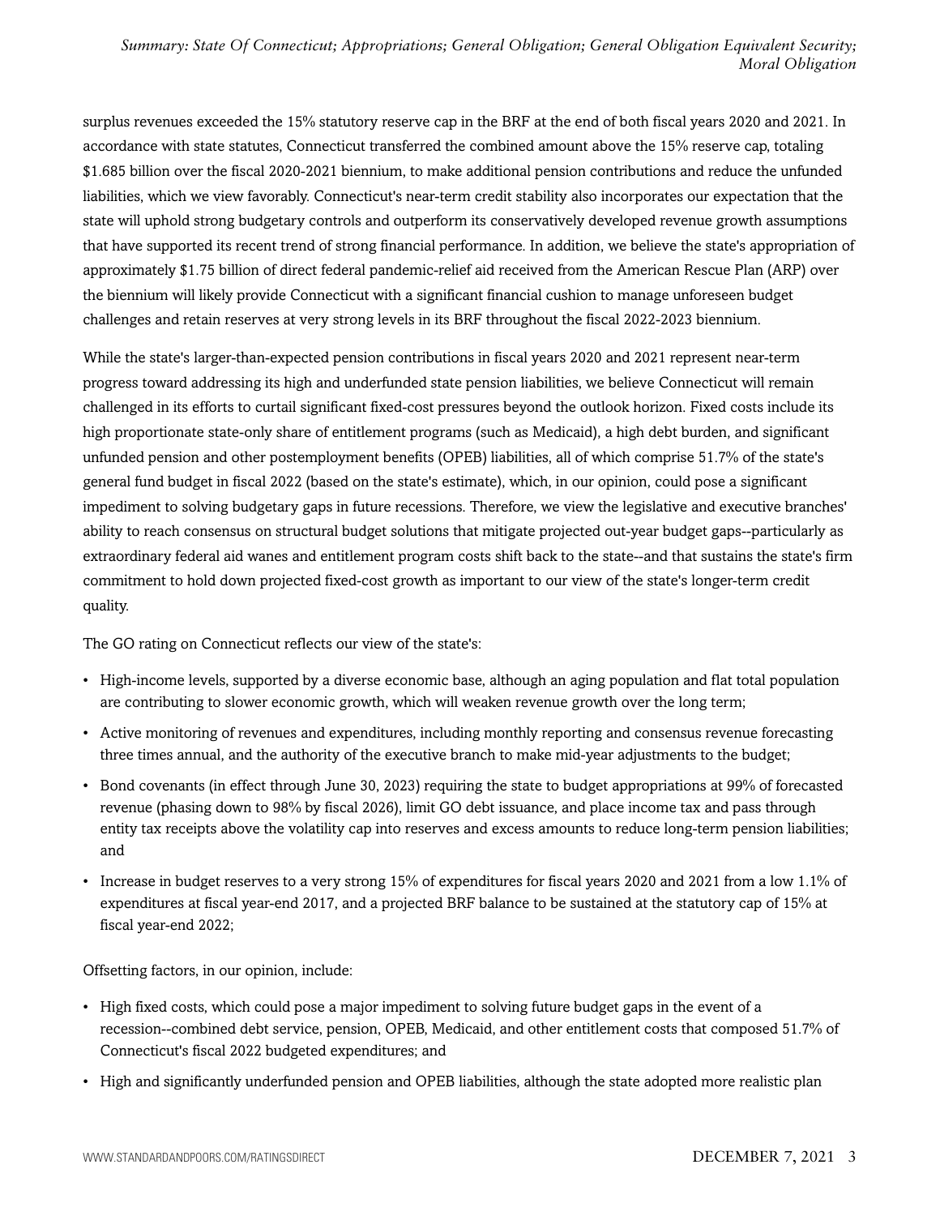surplus revenues exceeded the 15% statutory reserve cap in the BRF at the end of both fiscal years 2020 and 2021. In accordance with state statutes, Connecticut transferred the combined amount above the 15% reserve cap, totaling $1.685 billion over the fiscal 2020-2021 biennium, to make additional pension contributions and reduce the unfunded liabilities, which we view favorably. Connecticut's near-term credit stability also incorporates our expectation that the state will uphold strong budgetary controls and outperform its conservatively developed revenue growth assumptions that have supported its recent trend of strong financial performance. In addition, we believe the state's appropriation of approximately $1.75 billion of direct federal pandemic-relief aid received from the American Rescue Plan (ARP) over the biennium will likely provide Connecticut with a significant financial cushion to manage unforeseen budget challenges and retain reserves at very strong levels in its BRF throughout the fiscal 2022-2023 biennium.

While the state's larger-than-expected pension contributions in fiscal years 2020 and 2021 represent near-term progress toward addressing its high and underfunded state pension liabilities, we believe Connecticut will remain challenged in its efforts to curtail significant fixed-cost pressures beyond the outlook horizon. Fixed costs include its high proportionate state-only share of entitlement programs (such as Medicaid), a high debt burden, and significant unfunded pension and other postemployment benefits (OPEB) liabilities, all of which comprise 51.7% of the state's general fund budget in fiscal 2022 (based on the state's estimate), which, in our opinion, could pose a significant impediment to solving budgetary gaps in future recessions. Therefore, we view the legislative and executive branches' ability to reach consensus on structural budget solutions that mitigate projected out-year budget gaps--particularly as extraordinary federal aid wanes and entitlement program costs shift back to the state--and that sustains the state's firm commitment to hold down projected fixed-cost growth as important to our view of the state's longer-term credit quality.

The GO rating on Connecticut reflects our view of the state's:

- High-income levels, supported by a diverse economic base, although an aging population and flat total population are contributing to slower economic growth, which will weaken revenue growth over the long term;
- Active monitoring of revenues and expenditures, including monthly reporting and consensus revenue forecasting three times annual, and the authority of the executive branch to make mid-year adjustments to the budget;
- Bond covenants (in effect through June 30, 2023) requiring the state to budget appropriations at 99% of forecasted revenue (phasing down to 98% by fiscal 2026), limit GO debt issuance, and place income tax and pass through entity tax receipts above the volatility cap into reserves and excess amounts to reduce long-term pension liabilities; and
- Increase in budget reserves to a very strong 15% of expenditures for fiscal years 2020 and 2021 from a low 1.1% of expenditures at fiscal year-end 2017, and a projected BRF balance to be sustained at the statutory cap of 15% at fiscal year-end 2022;

Offsetting factors, in our opinion, include:

- High fixed costs, which could pose a major impediment to solving future budget gaps in the event of a recession--combined debt service, pension, OPEB, Medicaid, and other entitlement costs that composed 51.7% of Connecticut's fiscal 2022 budgeted expenditures; and
- High and significantly underfunded pension and OPEB liabilities, although the state adopted more realistic plan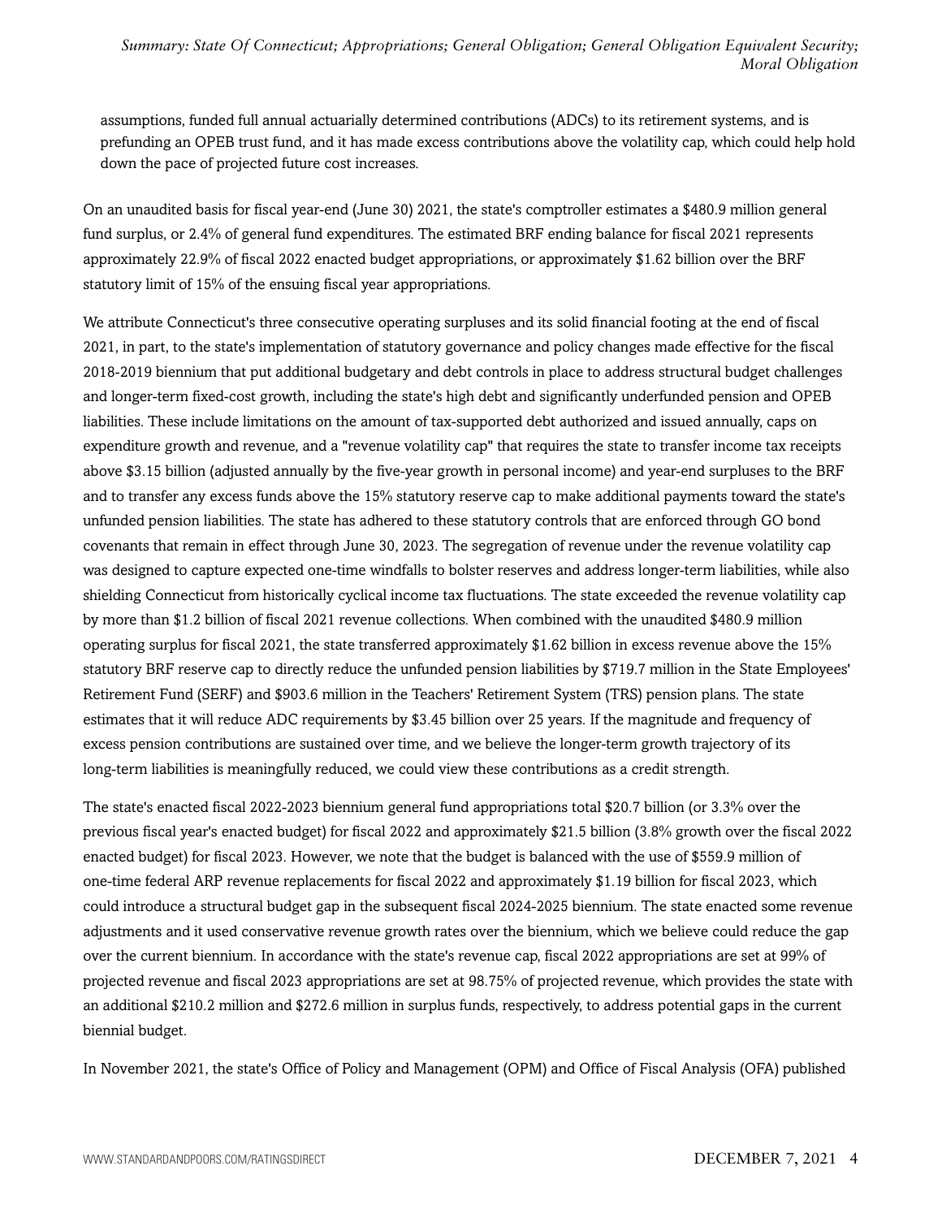assumptions, funded full annual actuarially determined contributions (ADCs) to its retirement systems, and is prefunding an OPEB trust fund, and it has made excess contributions above the volatility cap, which could help hold down the pace of projected future cost increases.

On an unaudited basis for fiscal year-end (June 30) 2021, the state's comptroller estimates a $480.9 million general fund surplus, or 2.4% of general fund expenditures. The estimated BRF ending balance for fiscal 2021 represents approximately 22.9% of fiscal 2022 enacted budget appropriations, or approximately $1.62 billion over the BRF statutory limit of 15% of the ensuing fiscal year appropriations.

We attribute Connecticut's three consecutive operating surpluses and its solid financial footing at the end of fiscal 2021, in part, to the state's implementation of statutory governance and policy changes made effective for the fiscal 2018-2019 biennium that put additional budgetary and debt controls in place to address structural budget challenges and longer-term fixed-cost growth, including the state's high debt and significantly underfunded pension and OPEB liabilities. These include limitations on the amount of tax-supported debt authorized and issued annually, caps on expenditure growth and revenue, and a "revenue volatility cap" that requires the state to transfer income tax receipts above $3.15 billion (adjusted annually by the five-year growth in personal income) and year-end surpluses to the BRF and to transfer any excess funds above the 15% statutory reserve cap to make additional payments toward the state's unfunded pension liabilities. The state has adhered to these statutory controls that are enforced through GO bond covenants that remain in effect through June 30, 2023. The segregation of revenue under the revenue volatility cap was designed to capture expected one-time windfalls to bolster reserves and address longer-term liabilities, while also shielding Connecticut from historically cyclical income tax fluctuations. The state exceeded the revenue volatility cap by more than $1.2 billion of fiscal 2021 revenue collections. When combined with the unaudited $480.9 million operating surplus for fiscal 2021, the state transferred approximately $1.62 billion in excess revenue above the 15% statutory BRF reserve cap to directly reduce the unfunded pension liabilities by $719.7 million in the State Employees' Retirement Fund (SERF) and $903.6 million in the Teachers' Retirement System (TRS) pension plans. The state estimates that it will reduce ADC requirements by $3.45 billion over 25 years. If the magnitude and frequency of excess pension contributions are sustained over time, and we believe the longer-term growth trajectory of its long-term liabilities is meaningfully reduced, we could view these contributions as a credit strength.

The state's enacted fiscal 2022-2023 biennium general fund appropriations total $20.7 billion (or 3.3% over the previous fiscal year's enacted budget) for fiscal 2022 and approximately $21.5 billion (3.8% growth over the fiscal 2022 enacted budget) for fiscal 2023. However, we note that the budget is balanced with the use of $559.9 million of one-time federal ARP revenue replacements for fiscal 2022 and approximately $1.19 billion for fiscal 2023, which could introduce a structural budget gap in the subsequent fiscal 2024-2025 biennium. The state enacted some revenue adjustments and it used conservative revenue growth rates over the biennium, which we believe could reduce the gap over the current biennium. In accordance with the state's revenue cap, fiscal 2022 appropriations are set at 99% of projected revenue and fiscal 2023 appropriations are set at 98.75% of projected revenue, which provides the state with an additional $210.2 million and $272.6 million in surplus funds, respectively, to address potential gaps in the current biennial budget.

In November 2021, the state's Office of Policy and Management (OPM) and Office of Fiscal Analysis (OFA) published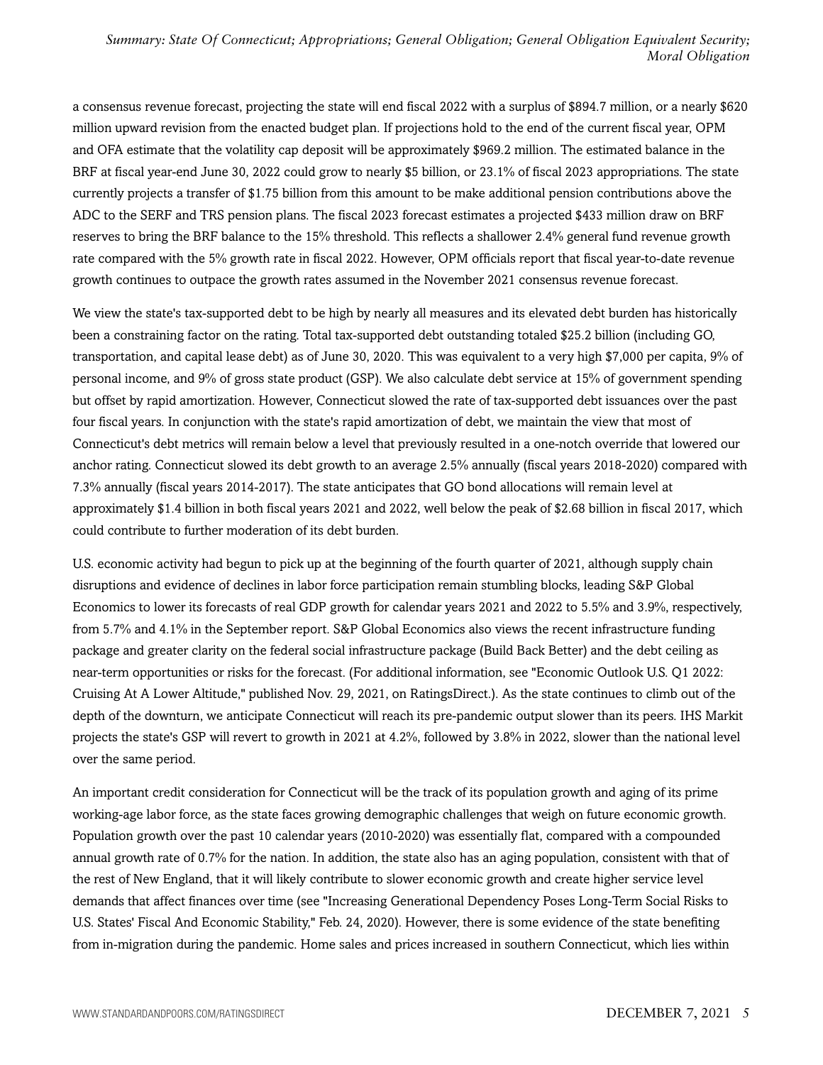a consensus revenue forecast, projecting the state will end fiscal 2022 with a surplus of $894.7 million, or a nearly $620 million upward revision from the enacted budget plan. If projections hold to the end of the current fiscal year, OPM and OFA estimate that the volatility cap deposit will be approximately $969.2 million. The estimated balance in the BRF at fiscal year-end June 30, 2022 could grow to nearly $5 billion, or 23.1% of fiscal 2023 appropriations. The state currently projects a transfer of $1.75 billion from this amount to be make additional pension contributions above the ADC to the SERF and TRS pension plans. The fiscal 2023 forecast estimates a projected $433 million draw on BRF reserves to bring the BRF balance to the 15% threshold. This reflects a shallower 2.4% general fund revenue growth rate compared with the 5% growth rate in fiscal 2022. However, OPM officials report that fiscal year-to-date revenue growth continues to outpace the growth rates assumed in the November 2021 consensus revenue forecast.

We view the state's tax-supported debt to be high by nearly all measures and its elevated debt burden has historically been a constraining factor on the rating. Total tax-supported debt outstanding totaled $25.2 billion (including GO, transportation, and capital lease debt) as of June 30, 2020. This was equivalent to a very high $7,000 per capita, 9% of personal income, and 9% of gross state product (GSP). We also calculate debt service at 15% of government spending but offset by rapid amortization. However, Connecticut slowed the rate of tax-supported debt issuances over the past four fiscal years. In conjunction with the state's rapid amortization of debt, we maintain the view that most of Connecticut's debt metrics will remain below a level that previously resulted in a one-notch override that lowered our anchor rating. Connecticut slowed its debt growth to an average 2.5% annually (fiscal years 2018-2020) compared with 7.3% annually (fiscal years 2014-2017). The state anticipates that GO bond allocations will remain level at approximately $1.4 billion in both fiscal years 2021 and 2022, well below the peak of $2.68 billion in fiscal 2017, which could contribute to further moderation of its debt burden.

U.S. economic activity had begun to pick up at the beginning of the fourth quarter of 2021, although supply chain disruptions and evidence of declines in labor force participation remain stumbling blocks, leading S&P Global Economics to lower its forecasts of real GDP growth for calendar years 2021 and 2022 to 5.5% and 3.9%, respectively, from 5.7% and 4.1% in the September report. S&P Global Economics also views the recent infrastructure funding package and greater clarity on the federal social infrastructure package (Build Back Better) and the debt ceiling as near-term opportunities or risks for the forecast. (For additional information, see "Economic Outlook U.S. Q1 2022: Cruising At A Lower Altitude," published Nov. 29, 2021, on RatingsDirect.). As the state continues to climb out of the depth of the downturn, we anticipate Connecticut will reach its pre-pandemic output slower than its peers. IHS Markit projects the state's GSP will revert to growth in 2021 at 4.2%, followed by 3.8% in 2022, slower than the national level over the same period.

An important credit consideration for Connecticut will be the track of its population growth and aging of its prime working-age labor force, as the state faces growing demographic challenges that weigh on future economic growth. Population growth over the past 10 calendar years (2010-2020) was essentially flat, compared with a compounded annual growth rate of 0.7% for the nation. In addition, the state also has an aging population, consistent with that of the rest of New England, that it will likely contribute to slower economic growth and create higher service level demands that affect finances over time (see "Increasing Generational Dependency Poses Long-Term Social Risks to U.S. States' Fiscal And Economic Stability," Feb. 24, 2020). However, there is some evidence of the state benefiting from in-migration during the pandemic. Home sales and prices increased in southern Connecticut, which lies within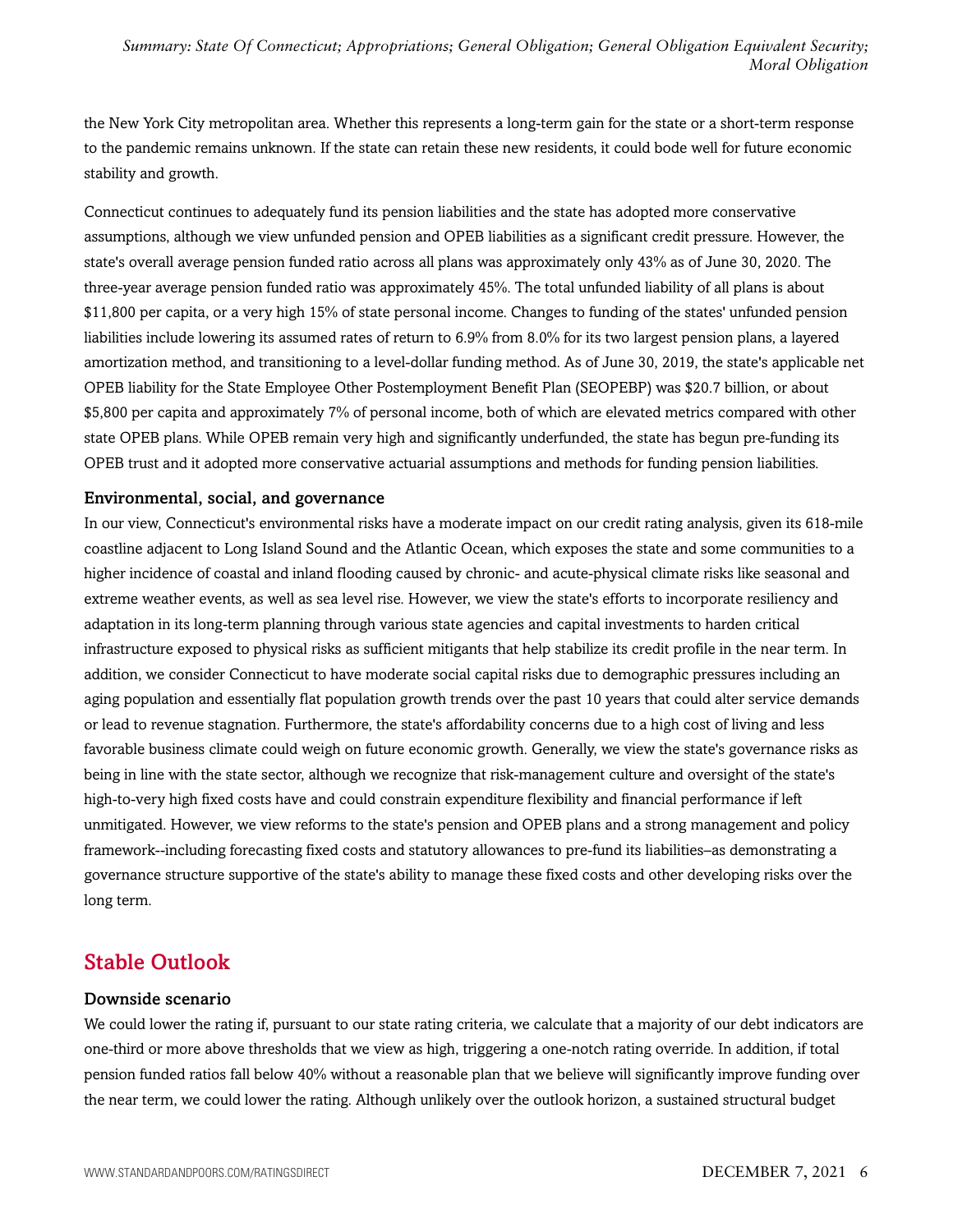the New York City metropolitan area. Whether this represents a long-term gain for the state or a short-term response to the pandemic remains unknown. If the state can retain these new residents, it could bode well for future economic stability and growth.

Connecticut continues to adequately fund its pension liabilities and the state has adopted more conservative assumptions, although we view unfunded pension and OPEB liabilities as a significant credit pressure. However, the state's overall average pension funded ratio across all plans was approximately only 43% as of June 30, 2020. The three-year average pension funded ratio was approximately 45%. The total unfunded liability of all plans is about $11,800 per capita, or a very high 15% of state personal income. Changes to funding of the states' unfunded pension liabilities include lowering its assumed rates of return to 6.9% from 8.0% for its two largest pension plans, a layered amortization method, and transitioning to a level-dollar funding method. As of June 30, 2019, the state's applicable net OPEB liability for the State Employee Other Postemployment Benefit Plan (SEOPEBP) was $20.7 billion, or about $5,800 per capita and approximately 7% of personal income, both of which are elevated metrics compared with other state OPEB plans. While OPEB remain very high and significantly underfunded, the state has begun pre-funding its OPEB trust and it adopted more conservative actuarial assumptions and methods for funding pension liabilities.

### Environmental, social, and governance

In our view, Connecticut's environmental risks have a moderate impact on our credit rating analysis, given its 618-mile coastline adjacent to Long Island Sound and the Atlantic Ocean, which exposes the state and some communities to a higher incidence of coastal and inland flooding caused by chronic- and acute-physical climate risks like seasonal and extreme weather events, as well as sea level rise. However, we view the state's efforts to incorporate resiliency and adaptation in its long-term planning through various state agencies and capital investments to harden critical infrastructure exposed to physical risks as sufficient mitigants that help stabilize its credit profile in the near term. In addition, we consider Connecticut to have moderate social capital risks due to demographic pressures including an aging population and essentially flat population growth trends over the past 10 years that could alter service demands or lead to revenue stagnation. Furthermore, the state's affordability concerns due to a high cost of living and less favorable business climate could weigh on future economic growth. Generally, we view the state's governance risks as being in line with the state sector, although we recognize that risk-management culture and oversight of the state's high-to-very high fixed costs have and could constrain expenditure flexibility and financial performance if left unmitigated. However, we view reforms to the state's pension and OPEB plans and a strong management and policy framework--including forecasting fixed costs and statutory allowances to pre-fund its liabilities–as demonstrating a governance structure supportive of the state's ability to manage these fixed costs and other developing risks over the long term.

## Stable Outlook

### Downside scenario

We could lower the rating if, pursuant to our state rating criteria, we calculate that a majority of our debt indicators are one-third or more above thresholds that we view as high, triggering a one-notch rating override. In addition, if total pension funded ratios fall below 40% without a reasonable plan that we believe will significantly improve funding over the near term, we could lower the rating. Although unlikely over the outlook horizon, a sustained structural budget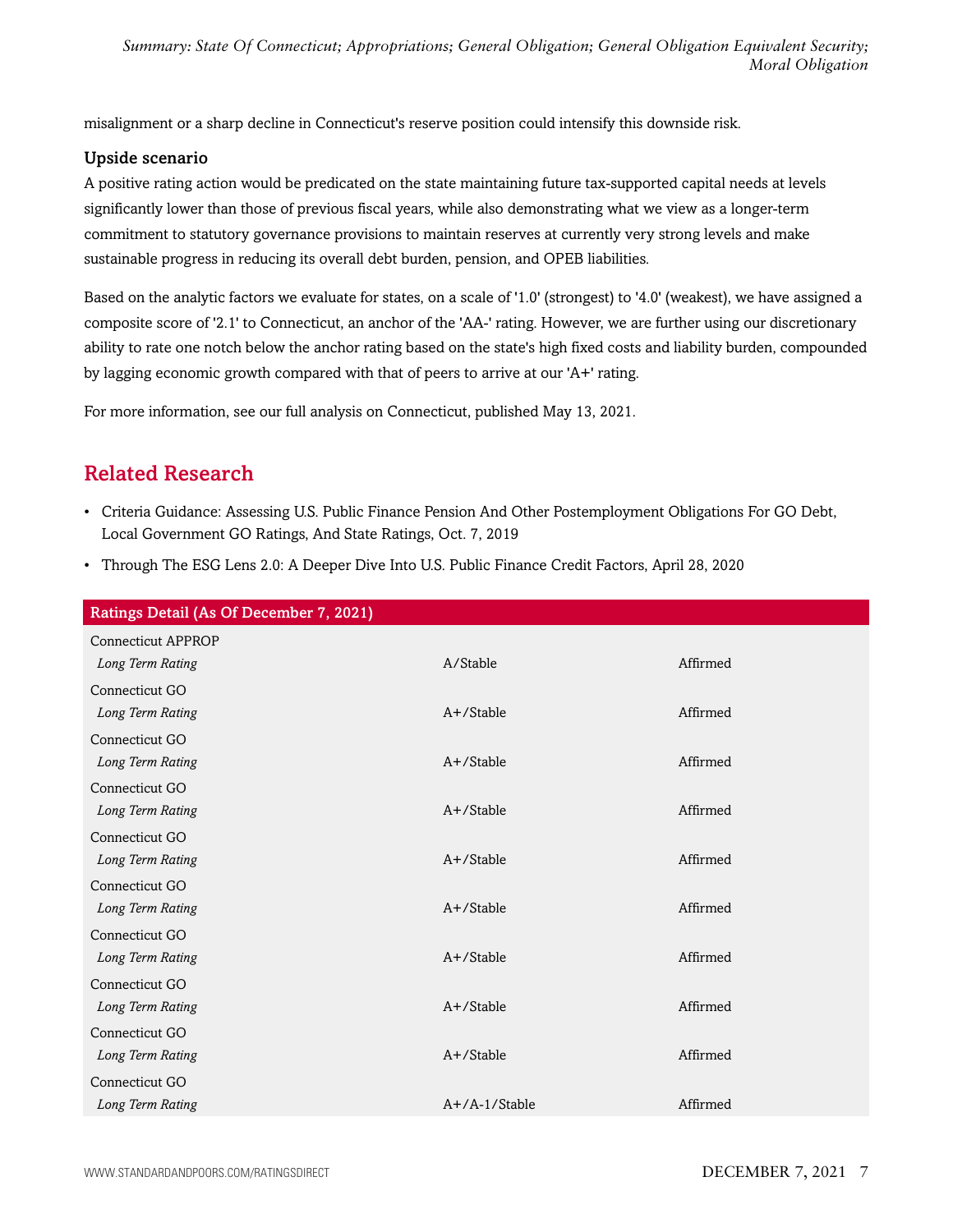misalignment or a sharp decline in Connecticut's reserve position could intensify this downside risk.

### Upside scenario

A positive rating action would be predicated on the state maintaining future tax-supported capital needs at levels significantly lower than those of previous fiscal years, while also demonstrating what we view as a longer-term commitment to statutory governance provisions to maintain reserves at currently very strong levels and make sustainable progress in reducing its overall debt burden, pension, and OPEB liabilities.

Based on the analytic factors we evaluate for states, on a scale of '1.0' (strongest) to '4.0' (weakest), we have assigned a composite score of '2.1' to Connecticut, an anchor of the 'AA-' rating. However, we are further using our discretionary ability to rate one notch below the anchor rating based on the state's high fixed costs and liability burden, compounded by lagging economic growth compared with that of peers to arrive at our 'A+' rating.

For more information, see our full analysis on Connecticut, published May 13, 2021.

## Related Research

- Criteria Guidance: Assessing U.S. Public Finance Pension And Other Postemployment Obligations For GO Debt, Local Government GO Ratings, And State Ratings, Oct. 7, 2019
- Through The ESG Lens 2.0: A Deeper Dive Into U.S. Public Finance Credit Factors, April 28, 2020

| Ratings Detail (As Of December 7, 2021) | | |
|---|---|---|
| Connecticut APPROP | | |
| *Long Term Rating* | A/Stable | Affirmed |
| Connecticut GO | | |
| *Long Term Rating* | A+/Stable | Affirmed |
| Connecticut GO | | |
| *Long Term Rating* | A+/Stable | Affirmed |
| Connecticut GO | | |
| *Long Term Rating* | A+/Stable | Affirmed |
| Connecticut GO | | |
| *Long Term Rating* | A+/Stable | Affirmed |
| Connecticut GO | | |
| *Long Term Rating* | A+/Stable | Affirmed |
| Connecticut GO | | |
| *Long Term Rating* | A+/Stable | Affirmed |
| Connecticut GO | | |
| *Long Term Rating* | A+/Stable | Affirmed |
| Connecticut GO | | |
| *Long Term Rating* | A+/Stable | Affirmed |
| Connecticut GO | | |
| *Long Term Rating* | A+/A-1/Stable | Affirmed |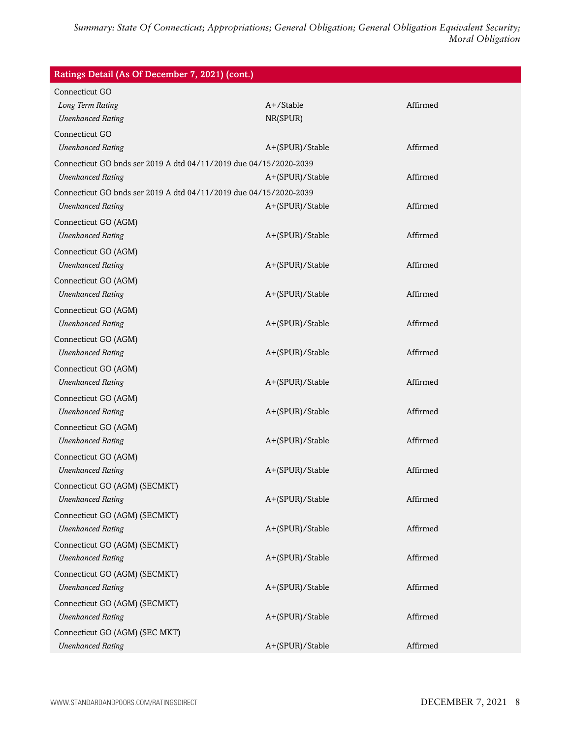| Ratings Detail (As Of December 7, 2021) (cont.) | | |
|---|---|---|
| Connecticut GO | | |
| *Long Term Rating* | A+/Stable | Affirmed |
| *Unenhanced Rating* | NR(SPUR) | |
| Connecticut GO | | |
| *Unenhanced Rating* | A+(SPUR)/Stable | Affirmed |
| Connecticut GO bnds ser 2019 A dtd 04/11/2019 due 04/15/2020-2039 | | |
| *Unenhanced Rating* | A+(SPUR)/Stable | Affirmed |
| Connecticut GO bnds ser 2019 A dtd 04/11/2019 due 04/15/2020-2039 | | |
| *Unenhanced Rating* | A+(SPUR)/Stable | Affirmed |
| Connecticut GO (AGM) | | |
| *Unenhanced Rating* | A+(SPUR)/Stable | Affirmed |
| Connecticut GO (AGM) | | |
| *Unenhanced Rating* | A+(SPUR)/Stable | Affirmed |
| Connecticut GO (AGM) | | |
| *Unenhanced Rating* | A+(SPUR)/Stable | Affirmed |
| Connecticut GO (AGM) | | |
| *Unenhanced Rating* | A+(SPUR)/Stable | Affirmed |
| Connecticut GO (AGM) | | |
| *Unenhanced Rating* | A+(SPUR)/Stable | Affirmed |
| Connecticut GO (AGM) | | |
| *Unenhanced Rating* | A+(SPUR)/Stable | Affirmed |
| Connecticut GO (AGM) | | |
| *Unenhanced Rating* | A+(SPUR)/Stable | Affirmed |
| Connecticut GO (AGM) | | |
| *Unenhanced Rating* | A+(SPUR)/Stable | Affirmed |
| Connecticut GO (AGM) | | |
| *Unenhanced Rating* | A+(SPUR)/Stable | Affirmed |
| Connecticut GO (AGM) (SECMKT) | | |
| *Unenhanced Rating* | A+(SPUR)/Stable | Affirmed |
| Connecticut GO (AGM) (SECMKT) | | |
| *Unenhanced Rating* | A+(SPUR)/Stable | Affirmed |
| Connecticut GO (AGM) (SECMKT) | | |
| *Unenhanced Rating* | A+(SPUR)/Stable | Affirmed |
| Connecticut GO (AGM) (SECMKT) | | |
| *Unenhanced Rating* | A+(SPUR)/Stable | Affirmed |
| Connecticut GO (AGM) (SECMKT) | | |
| *Unenhanced Rating* | A+(SPUR)/Stable | Affirmed |
| Connecticut GO (AGM) (SEC MKT) | | |
| *Unenhanced Rating* | A+(SPUR)/Stable | Affirmed |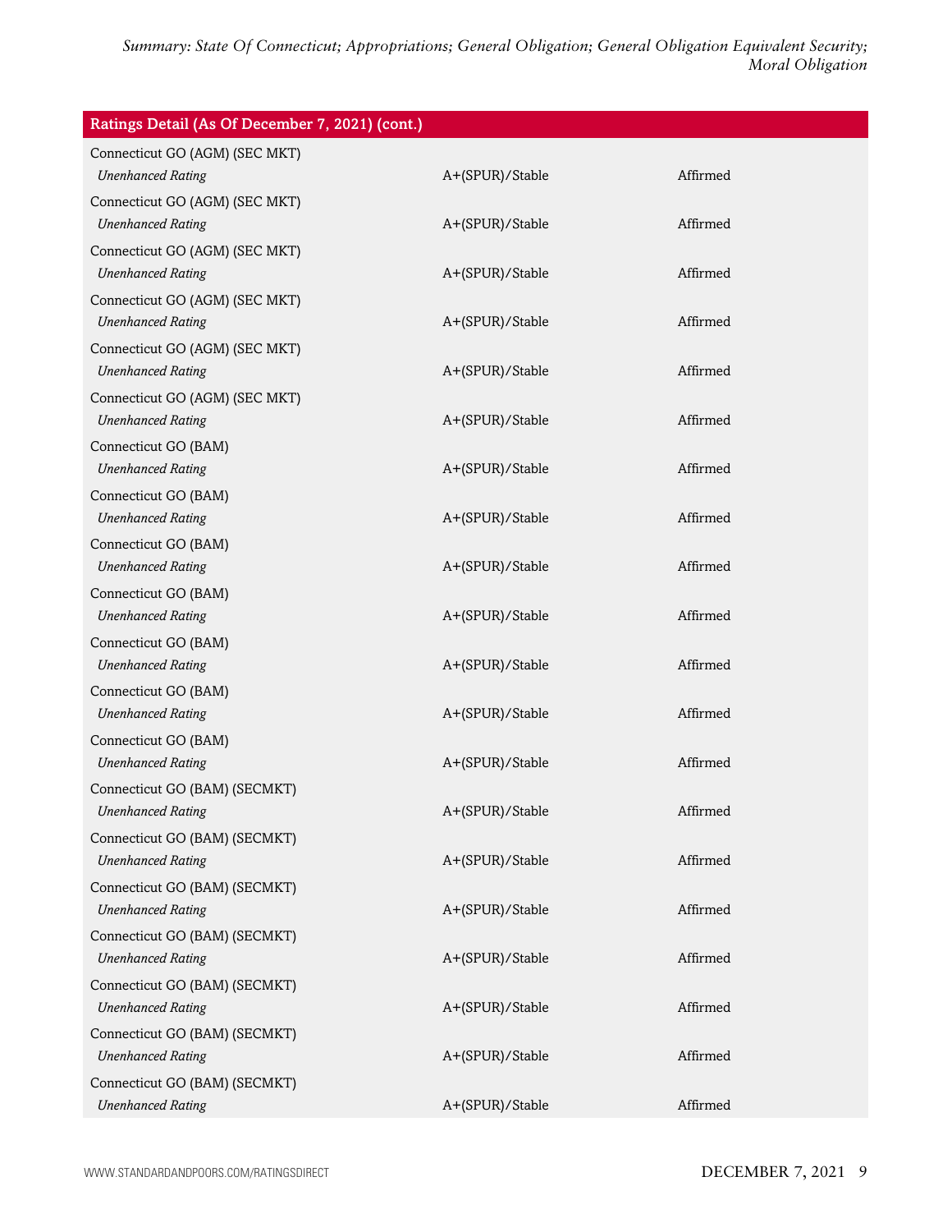| Ratings Detail (As Of December 7, 2021) (cont.) | | |
|---|---|---|
| Connecticut GO (AGM) (SEC MKT) | | |
| *Unenhanced Rating* | A+(SPUR)/Stable | Affirmed |
| Connecticut GO (AGM) (SEC MKT) | | |
| *Unenhanced Rating* | A+(SPUR)/Stable | Affirmed |
| Connecticut GO (AGM) (SEC MKT) | | |
| *Unenhanced Rating* | A+(SPUR)/Stable | Affirmed |
| Connecticut GO (AGM) (SEC MKT) | | |
| *Unenhanced Rating* | A+(SPUR)/Stable | Affirmed |
| Connecticut GO (AGM) (SEC MKT) | | |
| *Unenhanced Rating* | A+(SPUR)/Stable | Affirmed |
| Connecticut GO (AGM) (SEC MKT) | | |
| *Unenhanced Rating* | A+(SPUR)/Stable | Affirmed |
| Connecticut GO (BAM) | | |
| *Unenhanced Rating* | A+(SPUR)/Stable | Affirmed |
| Connecticut GO (BAM) | | |
| *Unenhanced Rating* | A+(SPUR)/Stable | Affirmed |
| Connecticut GO (BAM) | | |
| *Unenhanced Rating* | A+(SPUR)/Stable | Affirmed |
| Connecticut GO (BAM) | | |
| *Unenhanced Rating* | A+(SPUR)/Stable | Affirmed |
| Connecticut GO (BAM) | | |
| *Unenhanced Rating* | A+(SPUR)/Stable | Affirmed |
| Connecticut GO (BAM) | | |
| *Unenhanced Rating* | A+(SPUR)/Stable | Affirmed |
| Connecticut GO (BAM) | | |
| *Unenhanced Rating* | A+(SPUR)/Stable | Affirmed |
| Connecticut GO (BAM) (SECMKT) | | |
| *Unenhanced Rating* | A+(SPUR)/Stable | Affirmed |
| Connecticut GO (BAM) (SECMKT) | | |
| *Unenhanced Rating* | A+(SPUR)/Stable | Affirmed |
| Connecticut GO (BAM) (SECMKT) | | |
| *Unenhanced Rating* | A+(SPUR)/Stable | Affirmed |
| Connecticut GO (BAM) (SECMKT) | | |
| *Unenhanced Rating* | A+(SPUR)/Stable | Affirmed |
| Connecticut GO (BAM) (SECMKT) | | |
| *Unenhanced Rating* | A+(SPUR)/Stable | Affirmed |
| Connecticut GO (BAM) (SECMKT) | | |
| *Unenhanced Rating* | A+(SPUR)/Stable | Affirmed |
| Connecticut GO (BAM) (SECMKT) | | |
| *Unenhanced Rating* | A+(SPUR)/Stable | Affirmed |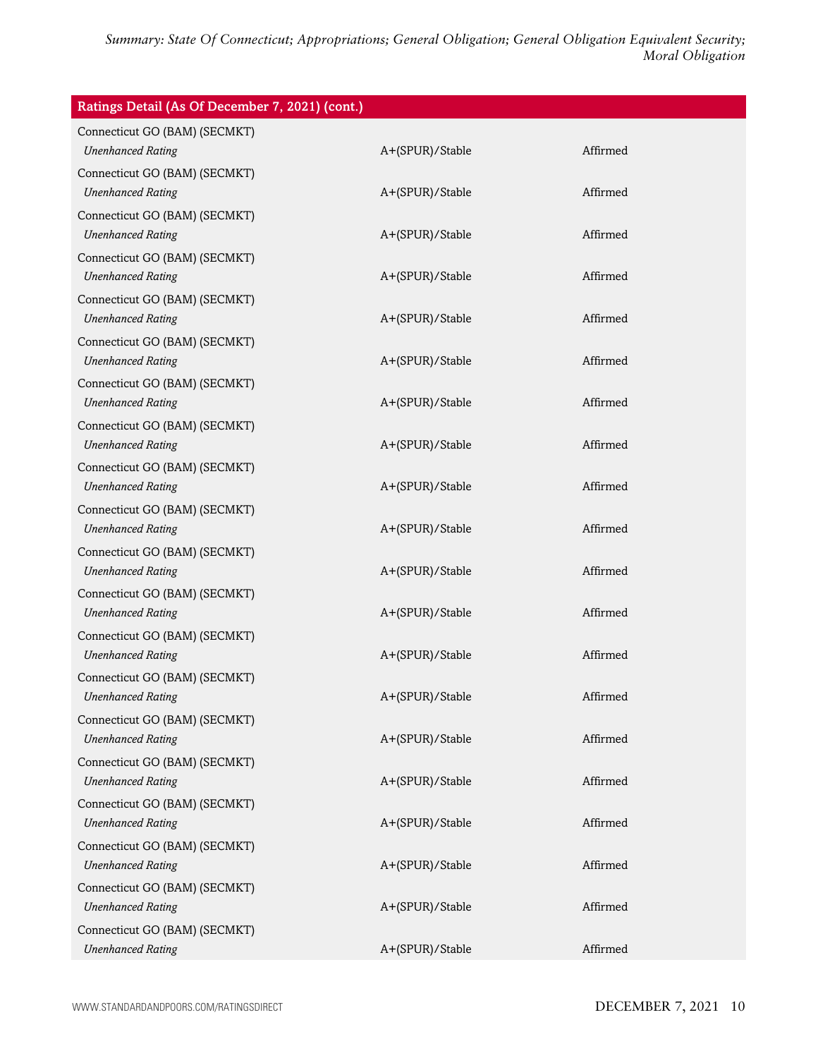| Ratings Detail (As Of December 7, 2021) (cont.) | | |
|---|---|---|
| Connecticut GO (BAM) (SECMKT) | | |
| *Unenhanced Rating* | A+(SPUR)/Stable | Affirmed |
| Connecticut GO (BAM) (SECMKT) | | |
| *Unenhanced Rating* | A+(SPUR)/Stable | Affirmed |
| Connecticut GO (BAM) (SECMKT) | | |
| *Unenhanced Rating* | A+(SPUR)/Stable | Affirmed |
| Connecticut GO (BAM) (SECMKT) | | |
| *Unenhanced Rating* | A+(SPUR)/Stable | Affirmed |
| Connecticut GO (BAM) (SECMKT) | | |
| *Unenhanced Rating* | A+(SPUR)/Stable | Affirmed |
| Connecticut GO (BAM) (SECMKT) | | |
| *Unenhanced Rating* | A+(SPUR)/Stable | Affirmed |
| Connecticut GO (BAM) (SECMKT) | | |
| *Unenhanced Rating* | A+(SPUR)/Stable | Affirmed |
| Connecticut GO (BAM) (SECMKT) | | |
| *Unenhanced Rating* | A+(SPUR)/Stable | Affirmed |
| Connecticut GO (BAM) (SECMKT) | | |
| *Unenhanced Rating* | A+(SPUR)/Stable | Affirmed |
| Connecticut GO (BAM) (SECMKT) | | |
| *Unenhanced Rating* | A+(SPUR)/Stable | Affirmed |
| Connecticut GO (BAM) (SECMKT) | | |
| *Unenhanced Rating* | A+(SPUR)/Stable | Affirmed |
| Connecticut GO (BAM) (SECMKT) | | |
| *Unenhanced Rating* | A+(SPUR)/Stable | Affirmed |
| Connecticut GO (BAM) (SECMKT) | | |
| *Unenhanced Rating* | A+(SPUR)/Stable | Affirmed |
| Connecticut GO (BAM) (SECMKT) | | |
| *Unenhanced Rating* | A+(SPUR)/Stable | Affirmed |
| Connecticut GO (BAM) (SECMKT) | | |
| *Unenhanced Rating* | A+(SPUR)/Stable | Affirmed |
| Connecticut GO (BAM) (SECMKT) | | |
| *Unenhanced Rating* | A+(SPUR)/Stable | Affirmed |
| Connecticut GO (BAM) (SECMKT) | | |
| *Unenhanced Rating* | A+(SPUR)/Stable | Affirmed |
| Connecticut GO (BAM) (SECMKT) | | |
| *Unenhanced Rating* | A+(SPUR)/Stable | Affirmed |
| Connecticut GO (BAM) (SECMKT) | | |
| *Unenhanced Rating* | A+(SPUR)/Stable | Affirmed |
| Connecticut GO (BAM) (SECMKT) | | |
| *Unenhanced Rating* | A+(SPUR)/Stable | Affirmed |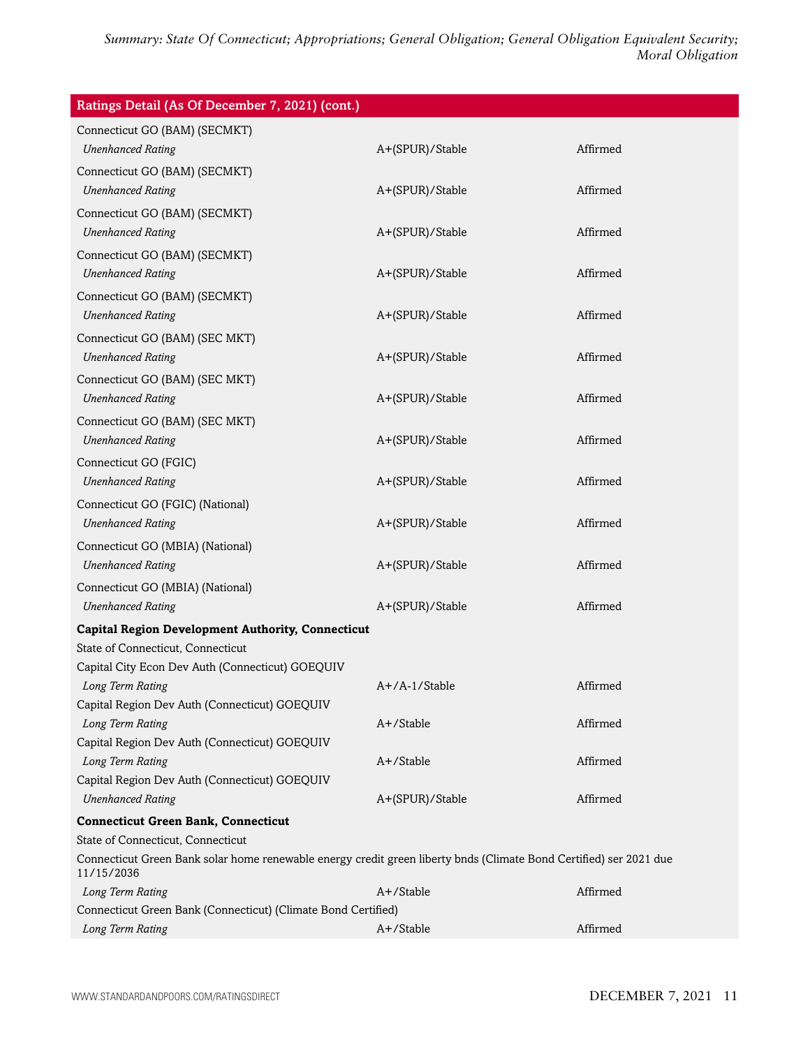| Ratings Detail (As Of December 7, 2021) (cont.) | | |
|---|---|---|
| Connecticut GO (BAM) (SECMKT) | | |
| *Unenhanced Rating* | A+(SPUR)/Stable | Affirmed |
| Connecticut GO (BAM) (SECMKT) | | |
| *Unenhanced Rating* | A+(SPUR)/Stable | Affirmed |
| Connecticut GO (BAM) (SECMKT) | | |
| *Unenhanced Rating* | A+(SPUR)/Stable | Affirmed |
| Connecticut GO (BAM) (SECMKT) | | |
| *Unenhanced Rating* | A+(SPUR)/Stable | Affirmed |
| Connecticut GO (BAM) (SECMKT) | | |
| *Unenhanced Rating* | A+(SPUR)/Stable | Affirmed |
| Connecticut GO (BAM) (SEC MKT) | | |
| *Unenhanced Rating* | A+(SPUR)/Stable | Affirmed |
| Connecticut GO (BAM) (SEC MKT) | | |
| *Unenhanced Rating* | A+(SPUR)/Stable | Affirmed |
| Connecticut GO (BAM) (SEC MKT) | | |
| *Unenhanced Rating* | A+(SPUR)/Stable | Affirmed |
| Connecticut GO (FGIC) | | |
| *Unenhanced Rating* | A+(SPUR)/Stable | Affirmed |
| Connecticut GO (FGIC) (National) | | |
| *Unenhanced Rating* | A+(SPUR)/Stable | Affirmed |
| Connecticut GO (MBIA) (National) | | |
| *Unenhanced Rating* | A+(SPUR)/Stable | Affirmed |
| Connecticut GO (MBIA) (National) | | |
| *Unenhanced Rating* | A+(SPUR)/Stable | Affirmed |
| **Capital Region Development Authority, Connecticut** | | |
| State of Connecticut, Connecticut | | |
| Capital City Econ Dev Auth (Connecticut) GOEQUIV | | |
| *Long Term Rating* | A+/A-1/Stable | Affirmed |
| Capital Region Dev Auth (Connecticut) GOEQUIV | | |
| *Long Term Rating* | A+/Stable | Affirmed |
| Capital Region Dev Auth (Connecticut) GOEQUIV | | |
| *Long Term Rating* | A+/Stable | Affirmed |
| Capital Region Dev Auth (Connecticut) GOEQUIV | | |
| *Unenhanced Rating* | A+(SPUR)/Stable | Affirmed |
| **Connecticut Green Bank, Connecticut** | | |
| State of Connecticut, Connecticut | | |
| Connecticut Green Bank solar home renewable energy credit green liberty bnds (Climate Bond Certified) ser 2021 due 11/15/2036 | | |
| *Long Term Rating* | A+/Stable | Affirmed |
| Connecticut Green Bank (Connecticut) (Climate Bond Certified) | | |
| *Long Term Rating* | A+/Stable | Affirmed |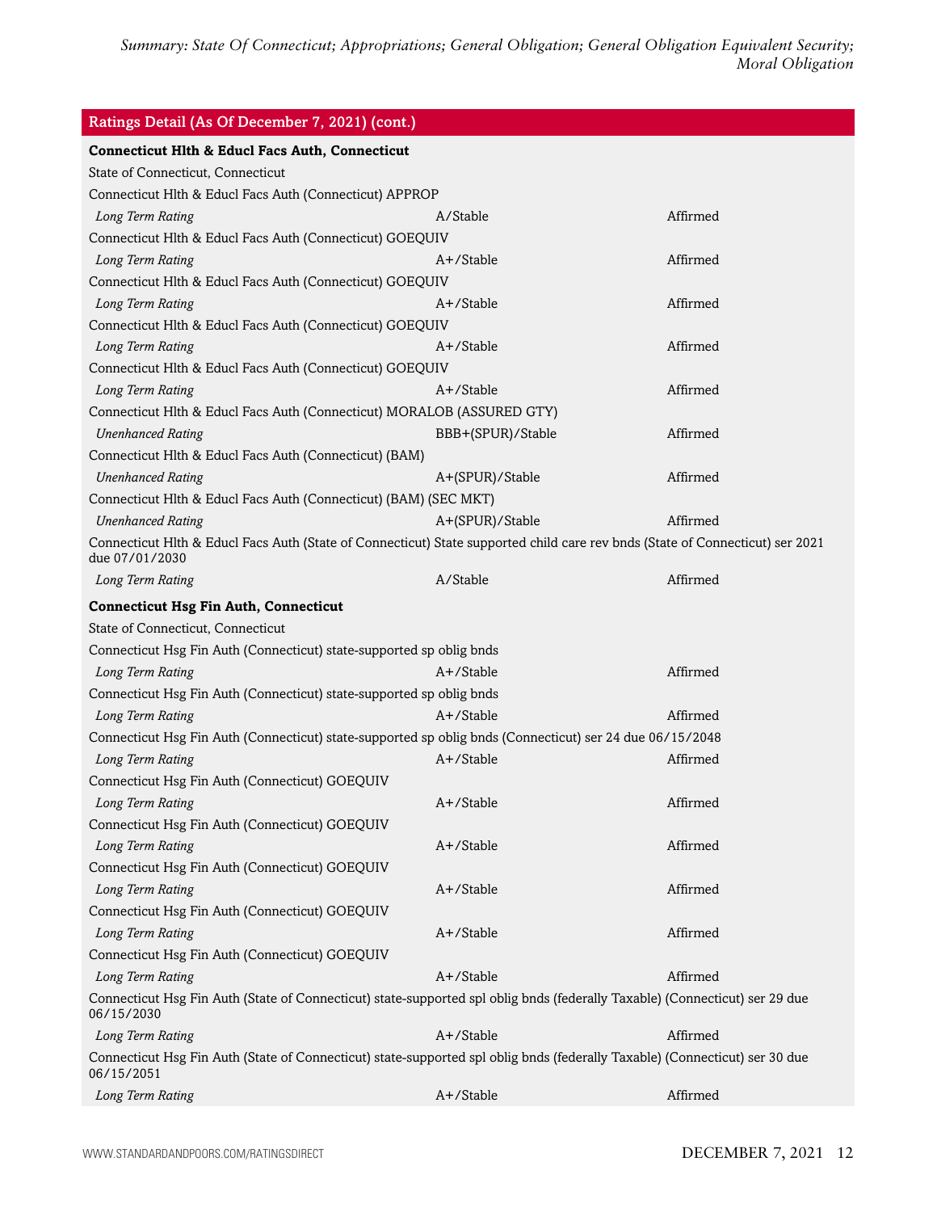| Ratings Detail (As Of December 7, 2021) (cont.) | | |
|---|---|---|
| **Connecticut Hlth & Educl Facs Auth, Connecticut** | | |
| State of Connecticut, Connecticut | | |
| Connecticut Hlth & Educl Facs Auth (Connecticut) APPROP | | |
| *Long Term Rating* | A/Stable | Affirmed |
| Connecticut Hlth & Educl Facs Auth (Connecticut) GOEQUIV | | |
| *Long Term Rating* | A+/Stable | Affirmed |
| Connecticut Hlth & Educl Facs Auth (Connecticut) GOEQUIV | | |
| *Long Term Rating* | A+/Stable | Affirmed |
| Connecticut Hlth & Educl Facs Auth (Connecticut) GOEQUIV | | |
| *Long Term Rating* | A+/Stable | Affirmed |
| Connecticut Hlth & Educl Facs Auth (Connecticut) GOEQUIV | | |
| *Long Term Rating* | A+/Stable | Affirmed |
| Connecticut Hlth & Educl Facs Auth (Connecticut) MORALOB (ASSURED GTY) | | |
| *Unenhanced Rating* | BBB+(SPUR)/Stable | Affirmed |
| Connecticut Hlth & Educl Facs Auth (Connecticut) (BAM) | | |
| *Unenhanced Rating* | A+(SPUR)/Stable | Affirmed |
| Connecticut Hlth & Educl Facs Auth (Connecticut) (BAM) (SEC MKT) | | |
| *Unenhanced Rating* | A+(SPUR)/Stable | Affirmed |
| Connecticut Hlth & Educl Facs Auth (State of Connecticut) State supported child care rev bnds (State of Connecticut) ser 2021 due 07/01/2030 | | |
| *Long Term Rating* | A/Stable | Affirmed |
| **Connecticut Hsg Fin Auth, Connecticut** | | |
| State of Connecticut, Connecticut | | |
| Connecticut Hsg Fin Auth (Connecticut) state-supported sp oblig bnds | | |
| *Long Term Rating* | A+/Stable | Affirmed |
| Connecticut Hsg Fin Auth (Connecticut) state-supported sp oblig bnds | | |
| *Long Term Rating* | A+/Stable | Affirmed |
| Connecticut Hsg Fin Auth (Connecticut) state-supported sp oblig bnds (Connecticut) ser 24 due 06/15/2048 | | |
| *Long Term Rating* | A+/Stable | Affirmed |
| Connecticut Hsg Fin Auth (Connecticut) GOEQUIV | | |
| *Long Term Rating* | A+/Stable | Affirmed |
| Connecticut Hsg Fin Auth (Connecticut) GOEQUIV | | |
| *Long Term Rating* | A+/Stable | Affirmed |
| Connecticut Hsg Fin Auth (Connecticut) GOEQUIV | | |
| *Long Term Rating* | A+/Stable | Affirmed |
| Connecticut Hsg Fin Auth (Connecticut) GOEQUIV | | |
| *Long Term Rating* | A+/Stable | Affirmed |
| Connecticut Hsg Fin Auth (Connecticut) GOEQUIV | | |
| *Long Term Rating* | A+/Stable | Affirmed |
| Connecticut Hsg Fin Auth (State of Connecticut) state-supported spl oblig bnds (federally Taxable) (Connecticut) ser 29 due 06/15/2030 | | |
| *Long Term Rating* | A+/Stable | Affirmed |
| Connecticut Hsg Fin Auth (State of Connecticut) state-supported spl oblig bnds (federally Taxable) (Connecticut) ser 30 due 06/15/2051 | | |
| *Long Term Rating* | A+/Stable | Affirmed |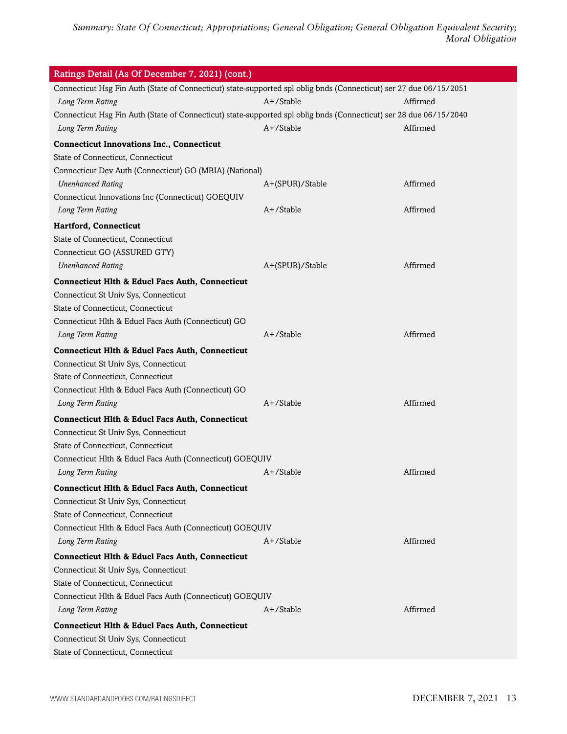| Ratings Detail (As Of December 7, 2021) (cont.) | | |
|---|---|---|
| Connecticut Hsg Fin Auth (State of Connecticut) state-supported spl oblig bnds (Connecticut) ser 27 due 06/15/2051 | | |
| *Long Term Rating* | A+/Stable | Affirmed |
| Connecticut Hsg Fin Auth (State of Connecticut) state-supported spl oblig bnds (Connecticut) ser 28 due 06/15/2040 | | |
| *Long Term Rating* | A+/Stable | Affirmed |
| **Connecticut Innovations Inc., Connecticut** | | |
| State of Connecticut, Connecticut | | |
| Connecticut Dev Auth (Connecticut) GO (MBIA) (National) | | |
| *Unenhanced Rating* | A+(SPUR)/Stable | Affirmed |
| Connecticut Innovations Inc (Connecticut) GOEQUIV | | |
| *Long Term Rating* | A+/Stable | Affirmed |
| **Hartford, Connecticut** | | |
| State of Connecticut, Connecticut | | |
| Connecticut GO (ASSURED GTY) | | |
| *Unenhanced Rating* | A+(SPUR)/Stable | Affirmed |
| **Connecticut Hlth & Educl Facs Auth, Connecticut** | | |
| Connecticut St Univ Sys, Connecticut | | |
| State of Connecticut, Connecticut | | |
| Connecticut Hlth & Educl Facs Auth (Connecticut) GO | | |
| *Long Term Rating* | A+/Stable | Affirmed |
| **Connecticut Hlth & Educl Facs Auth, Connecticut** | | |
| Connecticut St Univ Sys, Connecticut | | |
| State of Connecticut, Connecticut | | |
| Connecticut Hlth & Educl Facs Auth (Connecticut) GO | | |
| *Long Term Rating* | A+/Stable | Affirmed |
| **Connecticut Hlth & Educl Facs Auth, Connecticut** | | |
| Connecticut St Univ Sys, Connecticut | | |
| State of Connecticut, Connecticut | | |
| Connecticut Hlth & Educl Facs Auth (Connecticut) GOEQUIV | | |
| *Long Term Rating* | A+/Stable | Affirmed |
| **Connecticut Hlth & Educl Facs Auth, Connecticut** | | |
| Connecticut St Univ Sys, Connecticut | | |
| State of Connecticut, Connecticut | | |
| Connecticut Hlth & Educl Facs Auth (Connecticut) GOEQUIV | | |
| *Long Term Rating* | A+/Stable | Affirmed |
| **Connecticut Hlth & Educl Facs Auth, Connecticut** | | |
| Connecticut St Univ Sys, Connecticut | | |
| State of Connecticut, Connecticut | | |
| Connecticut Hlth & Educl Facs Auth (Connecticut) GOEQUIV | | |
| *Long Term Rating* | A+/Stable | Affirmed |
| **Connecticut Hlth & Educl Facs Auth, Connecticut** | | |
| Connecticut St Univ Sys, Connecticut | | |
| State of Connecticut, Connecticut | | |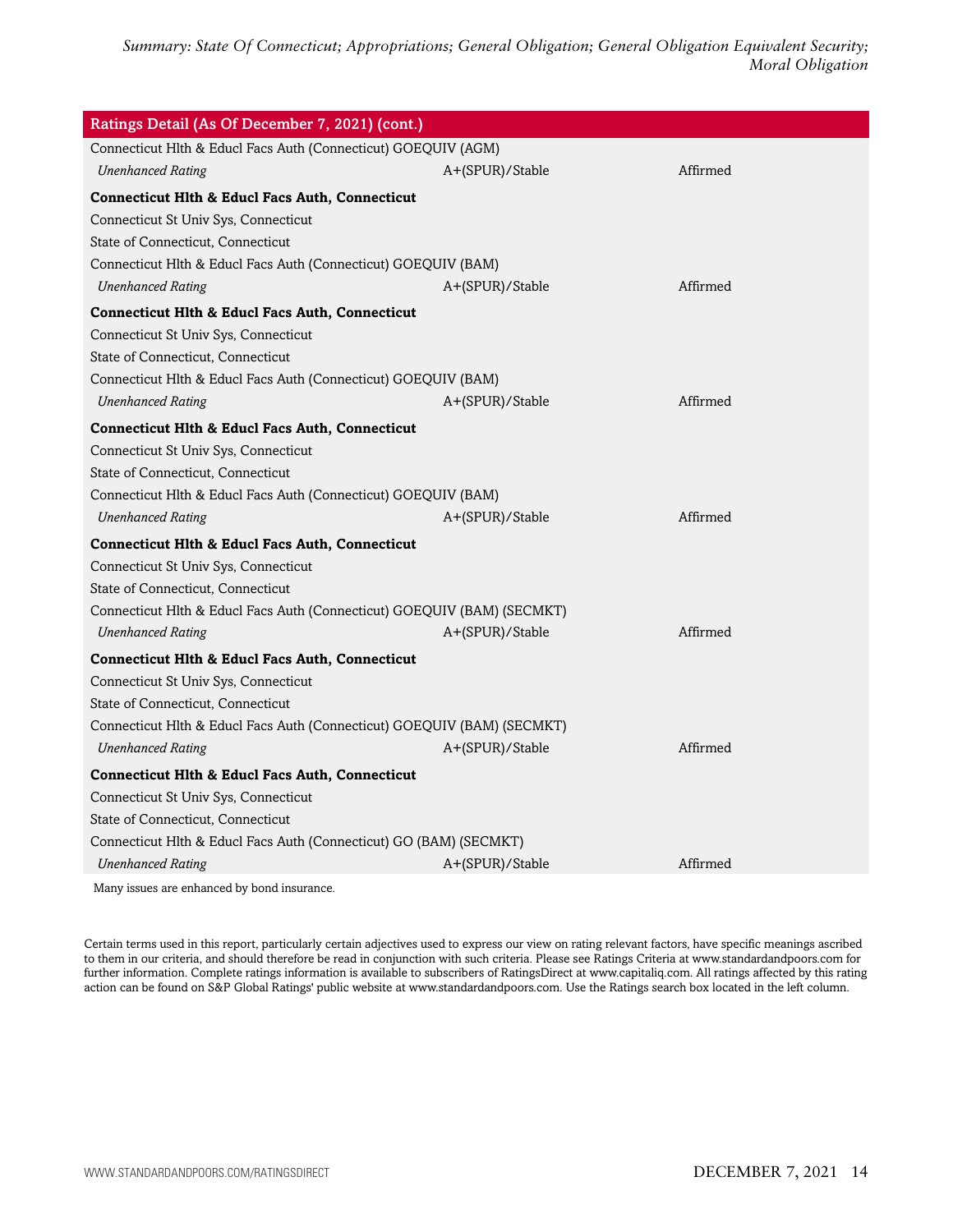| Ratings Detail (As Of December 7, 2021) (cont.) | | |
|---|---|---|
| Connecticut Hlth & Educl Facs Auth (Connecticut) GOEQUIV (AGM) | | |
| *Unenhanced Rating* | A+(SPUR)/Stable | Affirmed |
| **Connecticut Hlth & Educl Facs Auth, Connecticut** | | |
| Connecticut St Univ Sys, Connecticut | | |
| State of Connecticut, Connecticut | | |
| Connecticut Hlth & Educl Facs Auth (Connecticut) GOEQUIV (BAM) | | |
| *Unenhanced Rating* | A+(SPUR)/Stable | Affirmed |
| **Connecticut Hlth & Educl Facs Auth, Connecticut** | | |
| Connecticut St Univ Sys, Connecticut | | |
| State of Connecticut, Connecticut | | |
| Connecticut Hlth & Educl Facs Auth (Connecticut) GOEQUIV (BAM) | | |
| *Unenhanced Rating* | A+(SPUR)/Stable | Affirmed |
| **Connecticut Hlth & Educl Facs Auth, Connecticut** | | |
| Connecticut St Univ Sys, Connecticut | | |
| State of Connecticut, Connecticut | | |
| Connecticut Hlth & Educl Facs Auth (Connecticut) GOEQUIV (BAM) | | |
| *Unenhanced Rating* | A+(SPUR)/Stable | Affirmed |
| **Connecticut Hlth & Educl Facs Auth, Connecticut** | | |
| Connecticut St Univ Sys, Connecticut | | |
| State of Connecticut, Connecticut | | |
| Connecticut Hlth & Educl Facs Auth (Connecticut) GOEQUIV (BAM) (SECMKT) | | |
| *Unenhanced Rating* | A+(SPUR)/Stable | Affirmed |
| **Connecticut Hlth & Educl Facs Auth, Connecticut** | | |
| Connecticut St Univ Sys, Connecticut | | |
| State of Connecticut, Connecticut | | |
| Connecticut Hlth & Educl Facs Auth (Connecticut) GOEQUIV (BAM) (SECMKT) | | |
| *Unenhanced Rating* | A+(SPUR)/Stable | Affirmed |
| **Connecticut Hlth & Educl Facs Auth, Connecticut** | | |
| Connecticut St Univ Sys, Connecticut | | |
| State of Connecticut, Connecticut | | |
| Connecticut Hlth & Educl Facs Auth (Connecticut) GO (BAM) (SECMKT) | | |
| *Unenhanced Rating* | A+(SPUR)/Stable | Affirmed |

Many issues are enhanced by bond insurance.

Certain terms used in this report, particularly certain adjectives used to express our view on rating relevant factors, have specific meanings ascribed to them in our criteria, and should therefore be read in conjunction with such criteria. Please see Ratings Criteria at www.standardandpoors.com for further information. Complete ratings information is available to subscribers of RatingsDirect at www.capitaliq.com. All ratings affected by this rating action can be found on S&P Global Ratings' public website at www.standardandpoors.com. Use the Ratings search box located in the left column.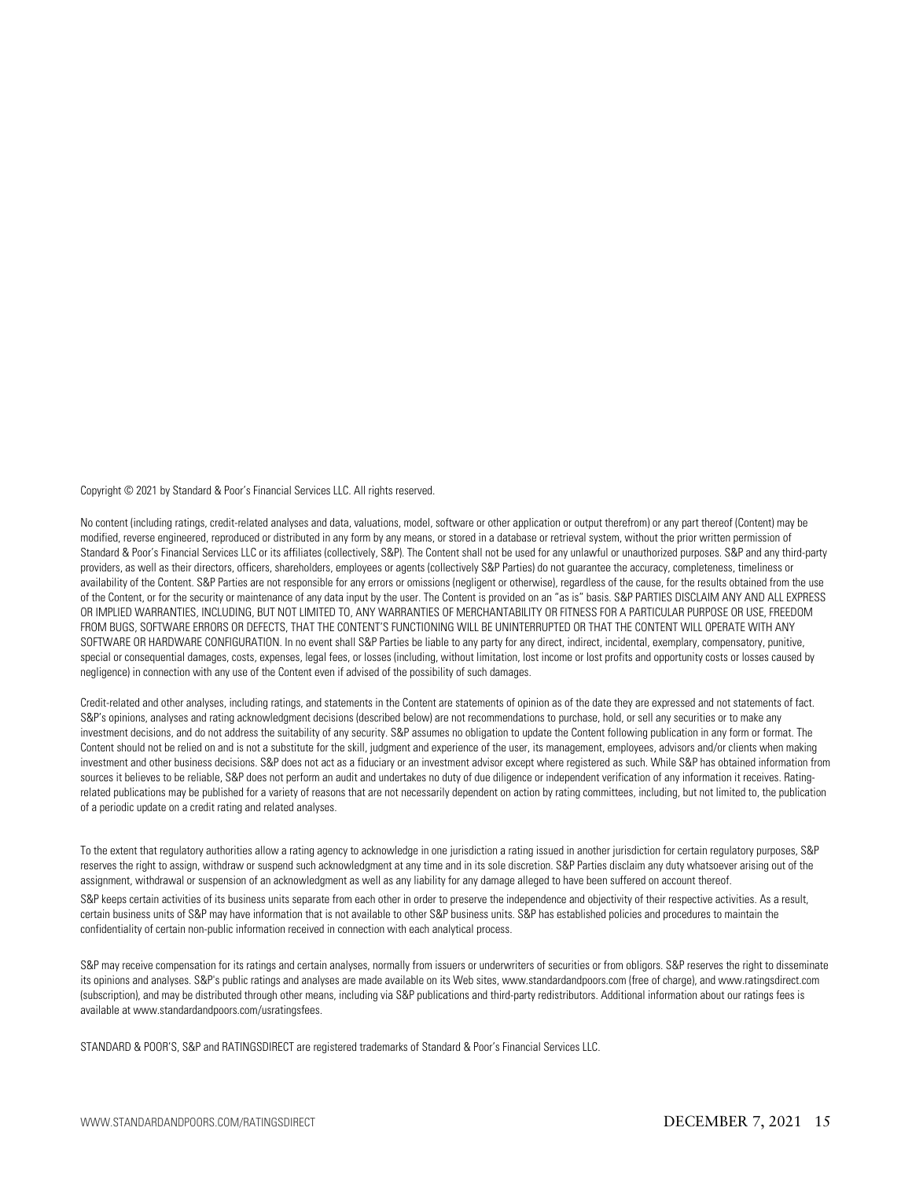Copyright © 2021 by Standard & Poor's Financial Services LLC. All rights reserved.

No content (including ratings, credit-related analyses and data, valuations, model, software or other application or output therefrom) or any part thereof (Content) may be modified, reverse engineered, reproduced or distributed in any form by any means, or stored in a database or retrieval system, without the prior written permission of Standard & Poor's Financial Services LLC or its affiliates (collectively, S&P). The Content shall not be used for any unlawful or unauthorized purposes. S&P and any third-party providers, as well as their directors, officers, shareholders, employees or agents (collectively S&P Parties) do not guarantee the accuracy, completeness, timeliness or availability of the Content. S&P Parties are not responsible for any errors or omissions (negligent or otherwise), regardless of the cause, for the results obtained from the use of the Content, or for the security or maintenance of any data input by the user. The Content is provided on an "as is" basis. S&P PARTIES DISCLAIM ANY AND ALL EXPRESS OR IMPLIED WARRANTIES, INCLUDING, BUT NOT LIMITED TO, ANY WARRANTIES OF MERCHANTABILITY OR FITNESS FOR A PARTICULAR PURPOSE OR USE, FREEDOM FROM BUGS, SOFTWARE ERRORS OR DEFECTS, THAT THE CONTENT'S FUNCTIONING WILL BE UNINTERRUPTED OR THAT THE CONTENT WILL OPERATE WITH ANY SOFTWARE OR HARDWARE CONFIGURATION. In no event shall S&P Parties be liable to any party for any direct, indirect, incidental, exemplary, compensatory, punitive, special or consequential damages, costs, expenses, legal fees, or losses (including, without limitation, lost income or lost profits and opportunity costs or losses caused by negligence) in connection with any use of the Content even if advised of the possibility of such damages.

Credit-related and other analyses, including ratings, and statements in the Content are statements of opinion as of the date they are expressed and not statements of fact. S&P's opinions, analyses and rating acknowledgment decisions (described below) are not recommendations to purchase, hold, or sell any securities or to make any investment decisions, and do not address the suitability of any security. S&P assumes no obligation to update the Content following publication in any form or format. The Content should not be relied on and is not a substitute for the skill, judgment and experience of the user, its management, employees, advisors and/or clients when making investment and other business decisions. S&P does not act as a fiduciary or an investment advisor except where registered as such. While S&P has obtained information from sources it believes to be reliable, S&P does not perform an audit and undertakes no duty of due diligence or independent verification of any information it receives. Rating-related publications may be published for a variety of reasons that are not necessarily dependent on action by rating committees, including, but not limited to, the publication of a periodic update on a credit rating and related analyses.

To the extent that regulatory authorities allow a rating agency to acknowledge in one jurisdiction a rating issued in another jurisdiction for certain regulatory purposes, S&P reserves the right to assign, withdraw or suspend such acknowledgment at any time and in its sole discretion. S&P Parties disclaim any duty whatsoever arising out of the assignment, withdrawal or suspension of an acknowledgment as well as any liability for any damage alleged to have been suffered on account thereof.

S&P keeps certain activities of its business units separate from each other in order to preserve the independence and objectivity of their respective activities. As a result, certain business units of S&P may have information that is not available to other S&P business units. S&P has established policies and procedures to maintain the confidentiality of certain non-public information received in connection with each analytical process.

S&P may receive compensation for its ratings and certain analyses, normally from issuers or underwriters of securities or from obligors. S&P reserves the right to disseminate its opinions and analyses. S&P's public ratings and analyses are made available on its Web sites, www.standardandpoors.com (free of charge), and www.ratingsdirect.com (subscription), and may be distributed through other means, including via S&P publications and third-party redistributors. Additional information about our ratings fees is available at www.standardandpoors.com/usratingsfees.

STANDARD & POOR'S, S&P and RATINGSDIRECT are registered trademarks of Standard & Poor's Financial Services LLC.